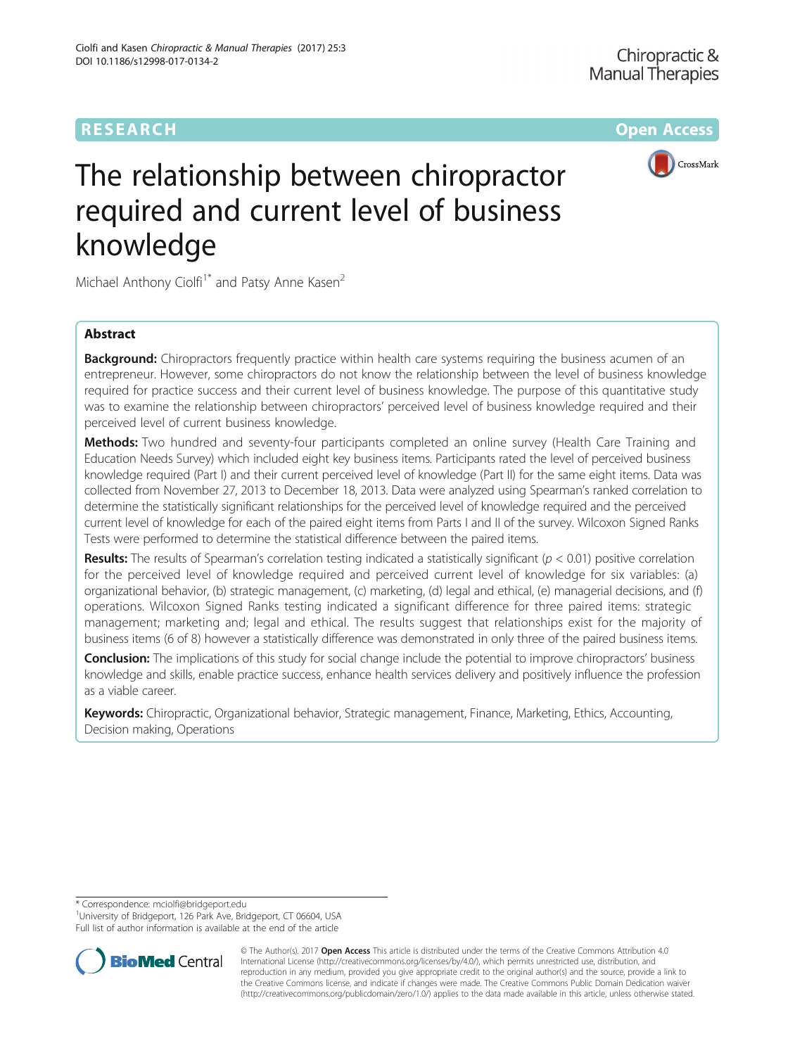RESEARCH Open Access

# The relationship between chiropractor required and current level of business knowledge

Michael Anthony Ciolfi[1*] and Patsy Anne Kasen[2]

## Abstract

**Background:** Chiropractors frequently practice within health care systems requiring the business acumen of an entrepreneur. However, some chiropractors do not know the relationship between the level of business knowledge required for practice success and their current level of business knowledge. The purpose of this quantitative study was to examine the relationship between chiropractors' perceived level of business knowledge required and their perceived level of current business knowledge.

**Methods:** Two hundred and seventy-four participants completed an online survey (Health Care Training and Education Needs Survey) which included eight key business items. Participants rated the level of perceived business knowledge required (Part I) and their current perceived level of knowledge (Part II) for the same eight items. Data was collected from November 27, 2013 to December 18, 2013. Data were analyzed using Spearman's ranked correlation to determine the statistically significant relationships for the perceived level of knowledge required and the perceived current level of knowledge for each of the paired eight items from Parts I and II of the survey. Wilcoxon Signed Ranks Tests were performed to determine the statistical difference between the paired items.

**Results:** The results of Spearman's correlation testing indicated a statistically significant ($p < 0.01$) positive correlation for the perceived level of knowledge required and perceived current level of knowledge for six variables: (a) organizational behavior, (b) strategic management, (c) marketing, (d) legal and ethical, (e) managerial decisions, and (f) operations. Wilcoxon Signed Ranks testing indicated a significant difference for three paired items: strategic management; marketing and; legal and ethical. The results suggest that relationships exist for the majority of business items (6 of 8) however a statistically difference was demonstrated in only three of the paired business items.

**Conclusion:** The implications of this study for social change include the potential to improve chiropractors' business knowledge and skills, enable practice success, enhance health services delivery and positively influence the profession as a viable career.

**Keywords:** Chiropractic, Organizational behavior, Strategic management, Finance, Marketing, Ethics, Accounting, Decision making, Operations

---

\* Correspondence: mciolfi@bridgeport.edu
[1]University of Bridgeport, 126 Park Ave, Bridgeport, CT 06604, USA
Full list of author information is available at the end of the article

© The Author(s). 2017 **Open Access** This article is distributed under the terms of the Creative Commons Attribution 4.0 International License (http://creativecommons.org/licenses/by/4.0/), which permits unrestricted use, distribution, and reproduction in any medium, provided you give appropriate credit to the original author(s) and the source, provide a link to the Creative Commons license, and indicate if changes were made. The Creative Commons Public Domain Dedication waiver (http://creativecommons.org/publicdomain/zero/1.0/) applies to the data made available in this article, unless otherwise stated.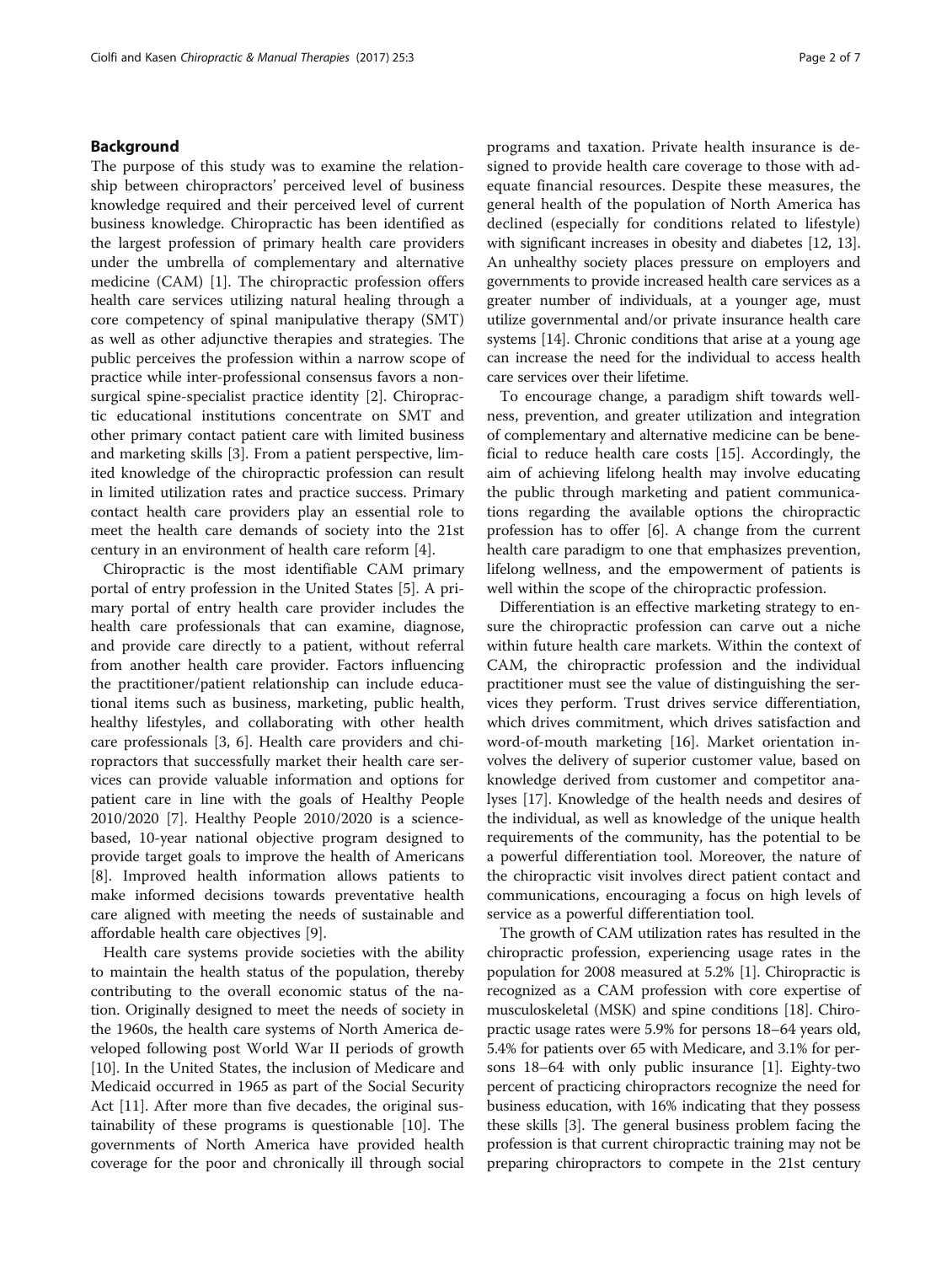## Background

The purpose of this study was to examine the relationship between chiropractors' perceived level of business knowledge required and their perceived level of current business knowledge. Chiropractic has been identified as the largest profession of primary health care providers under the umbrella of complementary and alternative medicine (CAM) [1]. The chiropractic profession offers health care services utilizing natural healing through a core competency of spinal manipulative therapy (SMT) as well as other adjunctive therapies and strategies. The public perceives the profession within a narrow scope of practice while inter-professional consensus favors a non-surgical spine-specialist practice identity [2]. Chiropractic educational institutions concentrate on SMT and other primary contact patient care with limited business and marketing skills [3]. From a patient perspective, limited knowledge of the chiropractic profession can result in limited utilization rates and practice success. Primary contact health care providers play an essential role to meet the health care demands of society into the 21st century in an environment of health care reform [4].

Chiropractic is the most identifiable CAM primary portal of entry profession in the United States [5]. A primary portal of entry health care provider includes the health care professionals that can examine, diagnose, and provide care directly to a patient, without referral from another health care provider. Factors influencing the practitioner/patient relationship can include educational items such as business, marketing, public health, healthy lifestyles, and collaborating with other health care professionals [3, 6]. Health care providers and chiropractors that successfully market their health care services can provide valuable information and options for patient care in line with the goals of Healthy People 2010/2020 [7]. Healthy People 2010/2020 is a science-based, 10-year national objective program designed to provide target goals to improve the health of Americans [8]. Improved health information allows patients to make informed decisions towards preventative health care aligned with meeting the needs of sustainable and affordable health care objectives [9].

Health care systems provide societies with the ability to maintain the health status of the population, thereby contributing to the overall economic status of the nation. Originally designed to meet the needs of society in the 1960s, the health care systems of North America developed following post World War II periods of growth [10]. In the United States, the inclusion of Medicare and Medicaid occurred in 1965 as part of the Social Security Act [11]. After more than five decades, the original sustainability of these programs is questionable [10]. The governments of North America have provided health coverage for the poor and chronically ill through social programs and taxation. Private health insurance is designed to provide health care coverage to those with adequate financial resources. Despite these measures, the general health of the population of North America has declined (especially for conditions related to lifestyle) with significant increases in obesity and diabetes [12, 13]. An unhealthy society places pressure on employers and governments to provide increased health care services as a greater number of individuals, at a younger age, must utilize governmental and/or private insurance health care systems [14]. Chronic conditions that arise at a young age can increase the need for the individual to access health care services over their lifetime.

To encourage change, a paradigm shift towards wellness, prevention, and greater utilization and integration of complementary and alternative medicine can be beneficial to reduce health care costs [15]. Accordingly, the aim of achieving lifelong health may involve educating the public through marketing and patient communications regarding the available options the chiropractic profession has to offer [6]. A change from the current health care paradigm to one that emphasizes prevention, lifelong wellness, and the empowerment of patients is well within the scope of the chiropractic profession.

Differentiation is an effective marketing strategy to ensure the chiropractic profession can carve out a niche within future health care markets. Within the context of CAM, the chiropractic profession and the individual practitioner must see the value of distinguishing the services they perform. Trust drives service differentiation, which drives commitment, which drives satisfaction and word-of-mouth marketing [16]. Market orientation involves the delivery of superior customer value, based on knowledge derived from customer and competitor analyses [17]. Knowledge of the health needs and desires of the individual, as well as knowledge of the unique health requirements of the community, has the potential to be a powerful differentiation tool. Moreover, the nature of the chiropractic visit involves direct patient contact and communications, encouraging a focus on high levels of service as a powerful differentiation tool.

The growth of CAM utilization rates has resulted in the chiropractic profession, experiencing usage rates in the population for 2008 measured at 5.2% [1]. Chiropractic is recognized as a CAM profession with core expertise of musculoskeletal (MSK) and spine conditions [18]. Chiropractic usage rates were 5.9% for persons 18–64 years old, 5.4% for patients over 65 with Medicare, and 3.1% for persons 18–64 with only public insurance [1]. Eighty-two percent of practicing chiropractors recognize the need for business education, with 16% indicating that they possess these skills [3]. The general business problem facing the profession is that current chiropractic training may not be preparing chiropractors to compete in the 21st century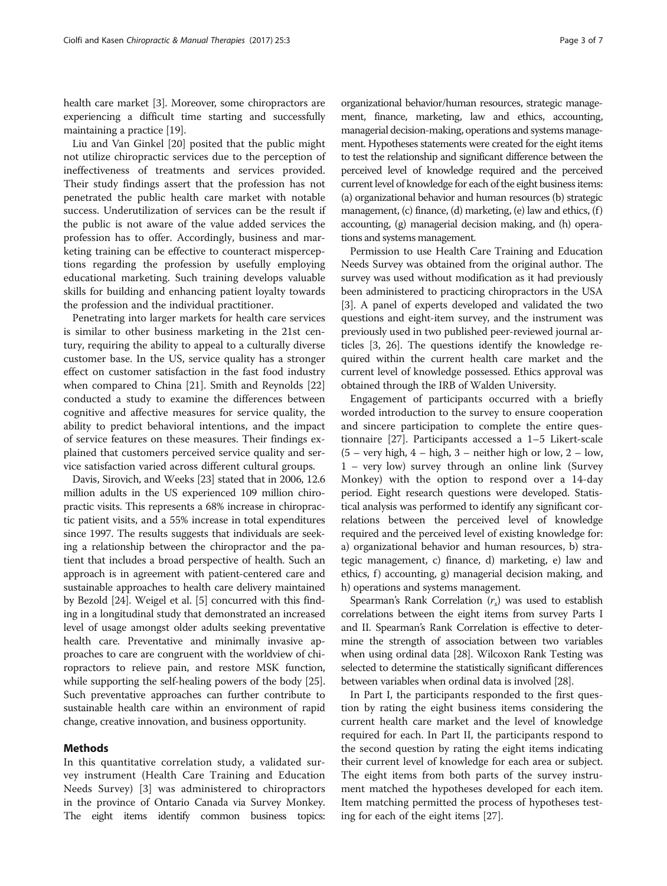health care market [3]. Moreover, some chiropractors are experiencing a difficult time starting and successfully maintaining a practice [19].

Liu and Van Ginkel [20] posited that the public might not utilize chiropractic services due to the perception of ineffectiveness of treatments and services provided. Their study findings assert that the profession has not penetrated the public health care market with notable success. Underutilization of services can be the result if the public is not aware of the value added services the profession has to offer. Accordingly, business and marketing training can be effective to counteract misperceptions regarding the profession by usefully employing educational marketing. Such training develops valuable skills for building and enhancing patient loyalty towards the profession and the individual practitioner.

Penetrating into larger markets for health care services is similar to other business marketing in the 21st century, requiring the ability to appeal to a culturally diverse customer base. In the US, service quality has a stronger effect on customer satisfaction in the fast food industry when compared to China [21]. Smith and Reynolds [22] conducted a study to examine the differences between cognitive and affective measures for service quality, the ability to predict behavioral intentions, and the impact of service features on these measures. Their findings explained that customers perceived service quality and service satisfaction varied across different cultural groups.

Davis, Sirovich, and Weeks [23] stated that in 2006, 12.6 million adults in the US experienced 109 million chiropractic visits. This represents a 68% increase in chiropractic patient visits, and a 55% increase in total expenditures since 1997. The results suggests that individuals are seeking a relationship between the chiropractor and the patient that includes a broad perspective of health. Such an approach is in agreement with patient-centered care and sustainable approaches to health care delivery maintained by Bezold [24]. Weigel et al. [5] concurred with this finding in a longitudinal study that demonstrated an increased level of usage amongst older adults seeking preventative health care. Preventative and minimally invasive approaches to care are congruent with the worldview of chiropractors to relieve pain, and restore MSK function, while supporting the self-healing powers of the body [25]. Such preventative approaches can further contribute to sustainable health care within an environment of rapid change, creative innovation, and business opportunity.

## Methods

In this quantitative correlation study, a validated survey instrument (Health Care Training and Education Needs Survey) [3] was administered to chiropractors in the province of Ontario Canada via Survey Monkey. The eight items identify common business topics: organizational behavior/human resources, strategic management, finance, marketing, law and ethics, accounting, managerial decision-making, operations and systems management. Hypotheses statements were created for the eight items to test the relationship and significant difference between the perceived level of knowledge required and the perceived current level of knowledge for each of the eight business items: (a) organizational behavior and human resources (b) strategic management, (c) finance, (d) marketing, (e) law and ethics, (f) accounting, (g) managerial decision making, and (h) operations and systems management.

Permission to use Health Care Training and Education Needs Survey was obtained from the original author. The survey was used without modification as it had previously been administered to practicing chiropractors in the USA [3]. A panel of experts developed and validated the two questions and eight-item survey, and the instrument was previously used in two published peer-reviewed journal articles [3, 26]. The questions identify the knowledge required within the current health care market and the current level of knowledge possessed. Ethics approval was obtained through the IRB of Walden University.

Engagement of participants occurred with a briefly worded introduction to the survey to ensure cooperation and sincere participation to complete the entire questionnaire [27]. Participants accessed a 1–5 Likert-scale (5 – very high, 4 – high, 3 – neither high or low, 2 – low, 1 – very low) survey through an online link (Survey Monkey) with the option to respond over a 14-day period. Eight research questions were developed. Statistical analysis was performed to identify any significant correlations between the perceived level of knowledge required and the perceived level of existing knowledge for: a) organizational behavior and human resources, b) strategic management, c) finance, d) marketing, e) law and ethics, f) accounting, g) managerial decision making, and h) operations and systems management.

Spearman's Rank Correlation ($r_s$) was used to establish correlations between the eight items from survey Parts I and II. Spearman's Rank Correlation is effective to determine the strength of association between two variables when using ordinal data [28]. Wilcoxon Rank Testing was selected to determine the statistically significant differences between variables when ordinal data is involved [28].

In Part I, the participants responded to the first question by rating the eight business items considering the current health care market and the level of knowledge required for each. In Part II, the participants respond to the second question by rating the eight items indicating their current level of knowledge for each area or subject. The eight items from both parts of the survey instrument matched the hypotheses developed for each item. Item matching permitted the process of hypotheses testing for each of the eight items [27].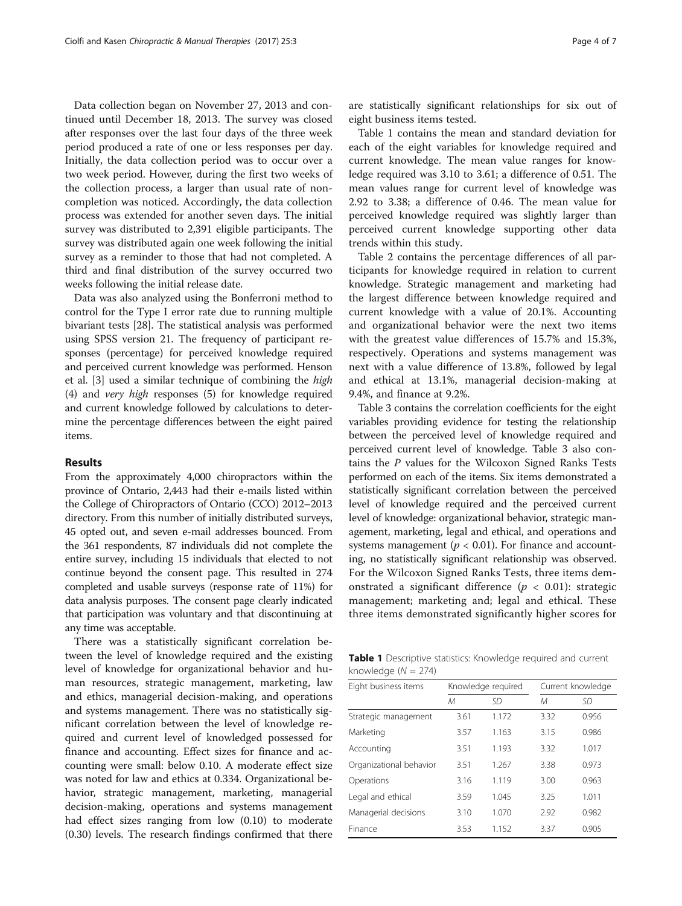Data collection began on November 27, 2013 and continued until December 18, 2013. The survey was closed after responses over the last four days of the three week period produced a rate of one or less responses per day. Initially, the data collection period was to occur over a two week period. However, during the first two weeks of the collection process, a larger than usual rate of non-completion was noticed. Accordingly, the data collection process was extended for another seven days. The initial survey was distributed to 2,391 eligible participants. The survey was distributed again one week following the initial survey as a reminder to those that had not completed. A third and final distribution of the survey occurred two weeks following the initial release date.

Data was also analyzed using the Bonferroni method to control for the Type I error rate due to running multiple bivariant tests [28]. The statistical analysis was performed using SPSS version 21. The frequency of participant responses (percentage) for perceived knowledge required and perceived current knowledge was performed. Henson et al. [3] used a similar technique of combining the *high* (4) and *very high* responses (5) for knowledge required and current knowledge followed by calculations to determine the percentage differences between the eight paired items.

## Results

From the approximately 4,000 chiropractors within the province of Ontario, 2,443 had their e-mails listed within the College of Chiropractors of Ontario (CCO) 2012–2013 directory. From this number of initially distributed surveys, 45 opted out, and seven e-mail addresses bounced. From the 361 respondents, 87 individuals did not complete the entire survey, including 15 individuals that elected to not continue beyond the consent page. This resulted in 274 completed and usable surveys (response rate of 11%) for data analysis purposes. The consent page clearly indicated that participation was voluntary and that discontinuing at any time was acceptable.

There was a statistically significant correlation between the level of knowledge required and the existing level of knowledge for organizational behavior and human resources, strategic management, marketing, law and ethics, managerial decision-making, and operations and systems management. There was no statistically significant correlation between the level of knowledge required and current level of knowledged possessed for finance and accounting. Effect sizes for finance and accounting were small: below 0.10. A moderate effect size was noted for law and ethics at 0.334. Organizational behavior, strategic management, marketing, managerial decision-making, operations and systems management had effect sizes ranging from low (0.10) to moderate (0.30) levels. The research findings confirmed that there are statistically significant relationships for six out of eight business items tested.

Table 1 contains the mean and standard deviation for each of the eight variables for knowledge required and current knowledge. The mean value ranges for knowledge required was 3.10 to 3.61; a difference of 0.51. The mean values range for current level of knowledge was 2.92 to 3.38; a difference of 0.46. The mean value for perceived knowledge required was slightly larger than perceived current knowledge supporting other data trends within this study.

Table 2 contains the percentage differences of all participants for knowledge required in relation to current knowledge. Strategic management and marketing had the largest difference between knowledge required and current knowledge with a value of 20.1%. Accounting and organizational behavior were the next two items with the greatest value differences of 15.7% and 15.3%, respectively. Operations and systems management was next with a value difference of 13.8%, followed by legal and ethical at 13.1%, managerial decision-making at 9.4%, and finance at 9.2%.

Table 3 contains the correlation coefficients for the eight variables providing evidence for testing the relationship between the perceived level of knowledge required and perceived current level of knowledge. Table 3 also contains the *P* values for the Wilcoxon Signed Ranks Tests performed on each of the items. Six items demonstrated a statistically significant correlation between the perceived level of knowledge required and the perceived current level of knowledge: organizational behavior, strategic management, marketing, legal and ethical, and operations and systems management ($p < 0.01$). For finance and accounting, no statistically significant relationship was observed. For the Wilcoxon Signed Ranks Tests, three items demonstrated a significant difference ($p < 0.01$): strategic management; marketing and; legal and ethical. These three items demonstrated significantly higher scores for

**Table 1** Descriptive statistics: Knowledge required and current knowledge ($N = 274$)

| Eight business items | Knowledge required | | Current knowledge | |
|---|---|---|---|---|
| | *M* | *SD* | *M* | *SD* |
| Strategic management | 3.61 | 1.172 | 3.32 | 0.956 |
| Marketing | 3.57 | 1.163 | 3.15 | 0.986 |
| Accounting | 3.51 | 1.193 | 3.32 | 1.017 |
| Organizational behavior | 3.51 | 1.267 | 3.38 | 0.973 |
| Operations | 3.16 | 1.119 | 3.00 | 0.963 |
| Legal and ethical | 3.59 | 1.045 | 3.25 | 1.011 |
| Managerial decisions | 3.10 | 1.070 | 2.92 | 0.982 |
| Finance | 3.53 | 1.152 | 3.37 | 0.905 |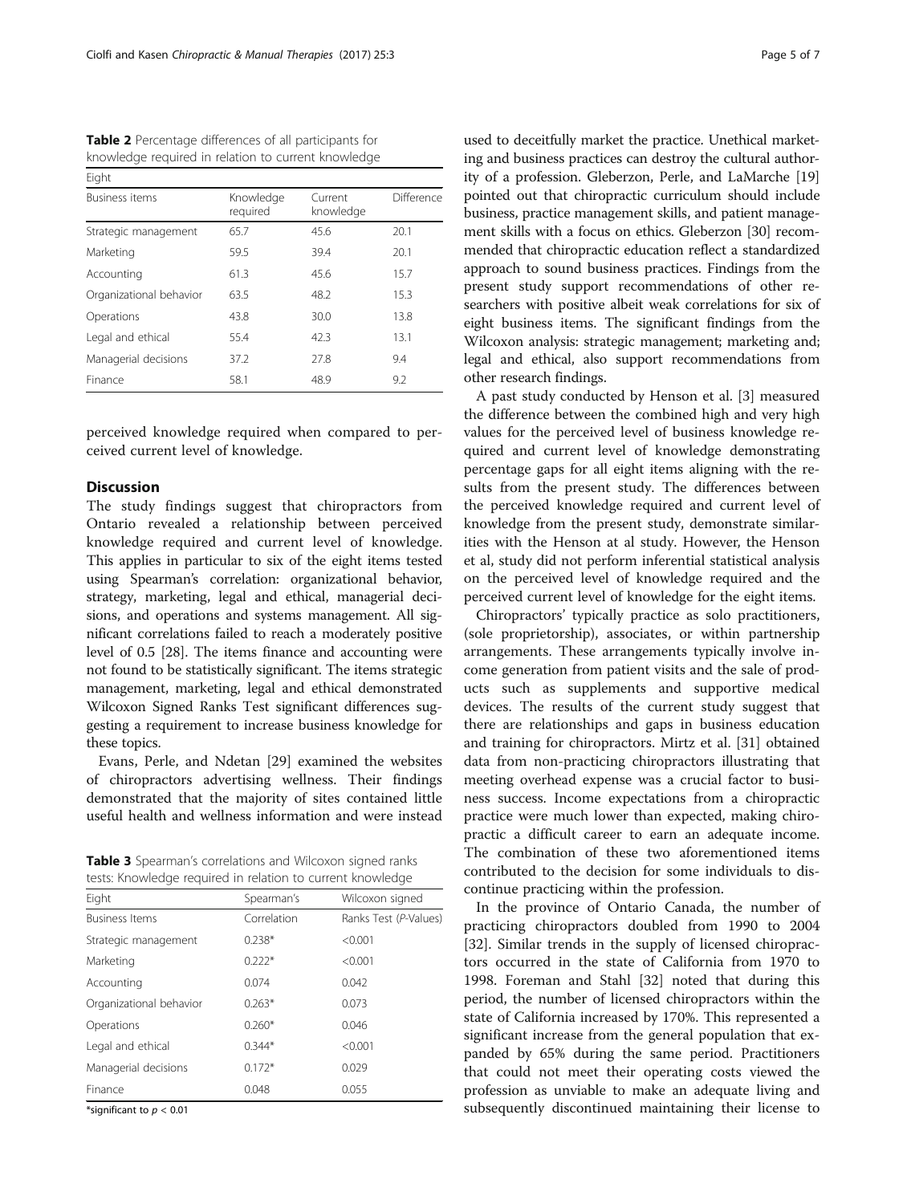**Table 2** Percentage differences of all participants for knowledge required in relation to current knowledge

| Eight | | | |
|---|---|---|---|
| Business items | Knowledge required | Current knowledge | Difference |
| Strategic management | 65.7 | 45.6 | 20.1 |
| Marketing | 59.5 | 39.4 | 20.1 |
| Accounting | 61.3 | 45.6 | 15.7 |
| Organizational behavior | 63.5 | 48.2 | 15.3 |
| Operations | 43.8 | 30.0 | 13.8 |
| Legal and ethical | 55.4 | 42.3 | 13.1 |
| Managerial decisions | 37.2 | 27.8 | 9.4 |
| Finance | 58.1 | 48.9 | 9.2 |

perceived knowledge required when compared to perceived current level of knowledge.

## Discussion

The study findings suggest that chiropractors from Ontario revealed a relationship between perceived knowledge required and current level of knowledge. This applies in particular to six of the eight items tested using Spearman's correlation: organizational behavior, strategy, marketing, legal and ethical, managerial decisions, and operations and systems management. All significant correlations failed to reach a moderately positive level of 0.5 [28]. The items finance and accounting were not found to be statistically significant. The items strategic management, marketing, legal and ethical demonstrated Wilcoxon Signed Ranks Test significant differences suggesting a requirement to increase business knowledge for these topics.

Evans, Perle, and Ndetan [29] examined the websites of chiropractors advertising wellness. Their findings demonstrated that the majority of sites contained little useful health and wellness information and were instead used to deceitfully market the practice. Unethical marketing and business practices can destroy the cultural authority of a profession. Gleberzon, Perle, and LaMarche [19] pointed out that chiropractic curriculum should include business, practice management skills, and patient management skills with a focus on ethics. Gleberzon [30] recommended that chiropractic education reflect a standardized approach to sound business practices. Findings from the present study support recommendations of other researchers with positive albeit weak correlations for six of eight business items. The significant findings from the Wilcoxon analysis: strategic management; marketing and; legal and ethical, also support recommendations from other research findings.

**Table 3** Spearman's correlations and Wilcoxon signed ranks tests: Knowledge required in relation to current knowledge

| Eight | Spearman's | Wilcoxon signed |
|---|---|---|
| Business Items | Correlation | Ranks Test (*P*-Values) |
| Strategic management | 0.238* | <0.001 |
| Marketing | 0.222* | <0.001 |
| Accounting | 0.074 | 0.042 |
| Organizational behavior | 0.263* | 0.073 |
| Operations | 0.260* | 0.046 |
| Legal and ethical | 0.344* | <0.001 |
| Managerial decisions | 0.172* | 0.029 |
| Finance | 0.048 | 0.055 |

*significant to $p < 0.01$

A past study conducted by Henson et al. [3] measured the difference between the combined high and very high values for the perceived level of business knowledge required and current level of knowledge demonstrating percentage gaps for all eight items aligning with the results from the present study. The differences between the perceived knowledge required and current level of knowledge from the present study, demonstrate similarities with the Henson at al study. However, the Henson et al, study did not perform inferential statistical analysis on the perceived level of knowledge required and the perceived current level of knowledge for the eight items.

Chiropractors' typically practice as solo practitioners, (sole proprietorship), associates, or within partnership arrangements. These arrangements typically involve income generation from patient visits and the sale of products such as supplements and supportive medical devices. The results of the current study suggest that there are relationships and gaps in business education and training for chiropractors. Mirtz et al. [31] obtained data from non-practicing chiropractors illustrating that meeting overhead expense was a crucial factor to business success. Income expectations from a chiropractic practice were much lower than expected, making chiropractic a difficult career to earn an adequate income. The combination of these two aforementioned items contributed to the decision for some individuals to discontinue practicing within the profession.

In the province of Ontario Canada, the number of practicing chiropractors doubled from 1990 to 2004 [32]. Similar trends in the supply of licensed chiropractors occurred in the state of California from 1970 to 1998. Foreman and Stahl [32] noted that during this period, the number of licensed chiropractors within the state of California increased by 170%. This represented a significant increase from the general population that expanded by 65% during the same period. Practitioners that could not meet their operating costs viewed the profession as unviable to make an adequate living and subsequently discontinued maintaining their license to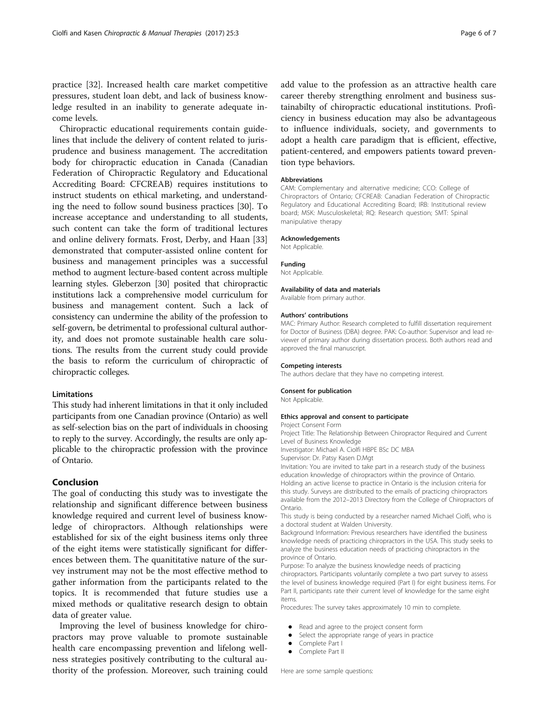practice [32]. Increased health care market competitive pressures, student loan debt, and lack of business knowledge resulted in an inability to generate adequate income levels.

Chiropractic educational requirements contain guidelines that include the delivery of content related to jurisprudence and business management. The accreditation body for chiropractic education in Canada (Canadian Federation of Chiropractic Regulatory and Educational Accrediting Board: CFCREAB) requires institutions to instruct students on ethical marketing, and understanding the need to follow sound business practices [30]. To increase acceptance and understanding to all students, such content can take the form of traditional lectures and online delivery formats. Frost, Derby, and Haan [33] demonstrated that computer-assisted online content for business and management principles was a successful method to augment lecture-based content across multiple learning styles. Gleberzon [30] posited that chiropractic institutions lack a comprehensive model curriculum for business and management content. Such a lack of consistency can undermine the ability of the profession to self-govern, be detrimental to professional cultural authority, and does not promote sustainable health care solutions. The results from the current study could provide the basis to reform the curriculum of chiropractic of chiropractic colleges.

### Limitations

This study had inherent limitations in that it only included participants from one Canadian province (Ontario) as well as self-selection bias on the part of individuals in choosing to reply to the survey. Accordingly, the results are only applicable to the chiropractic profession with the province of Ontario.

## Conclusion

The goal of conducting this study was to investigate the relationship and significant difference between business knowledge required and current level of business knowledge of chiropractors. Although relationships were established for six of the eight business items only three of the eight items were statistically significant for differences between them. The quanititative nature of the survey instrument may not be the most effective method to gather information from the participants related to the topics. It is recommended that future studies use a mixed methods or qualitative research design to obtain data of greater value.

Improving the level of business knowledge for chiropractors may prove valuable to promote sustainable health care encompassing prevention and lifelong wellness strategies positively contributing to the cultural authority of the profession. Moreover, such training could add value to the profession as an attractive health care career thereby strengthing enrolment and business sustainabilty of chiropractic educational institutions. Proficiency in business education may also be advantageous to influence individuals, society, and governments to adopt a health care paradigm that is efficient, effective, patient-centered, and empowers patients toward prevention type behaviors.

#### Abbreviations

CAM: Complementary and alternative medicine; CCO: College of Chiropractors of Ontario; CFCREAB: Canadian Federation of Chiropractic Regulatory and Educational Accrediting Board; IRB: Institutional review board; MSK: Musculoskeletal; RQ: Research question; SMT: Spinal manipulative therapy

#### Acknowledgements

Not Applicable.

#### Funding

Not Applicable.

#### Availability of data and materials

Available from primary author.

#### Authors' contributions

MAC: Primary Author: Research completed to fulfill dissertation requirement for Doctor of Business (DBA) degree. PAK: Co-author: Supervisor and lead reviewer of primary author during dissertation process. Both authors read and approved the final manuscript.

#### Competing interests

The authors declare that they have no competing interest.

#### Consent for publication

Not Applicable.

#### Ethics approval and consent to participate

Project Consent Form

Project Title: The Relationship Between Chiropractor Required and Current Level of Business Knowledge

Investigator: Michael A. Ciolfi HBPE BSc DC MBA

Supervisor: Dr. Patsy Kasen D.Mgt

Invitation: You are invited to take part in a research study of the business education knowledge of chiropractors within the province of Ontario. Holding an active license to practice in Ontario is the inclusion criteria for this study. Surveys are distributed to the emails of practicing chiropractors available from the 2012–2013 Directory from the College of Chiropractors of Ontario.

This study is being conducted by a researcher named Michael Ciolfi, who is a doctoral student at Walden University.

Background Information: Previous researchers have identified the business knowledge needs of practicing chiropractors in the USA. This study seeks to analyze the business education needs of practicing chiropractors in the province of Ontario.

Purpose: To analyze the business knowledge needs of practicing chiropractors. Participants voluntarily complete a two part survey to assess the level of business knowledge required (Part I) for eight business items. For Part II, participants rate their current level of knowledge for the same eight items.

Procedures: The survey takes approximately 10 min to complete.

- Read and agree to the project consent form
- Select the appropriate range of years in practice
- Complete Part I
- Complete Part II

Here are some sample questions: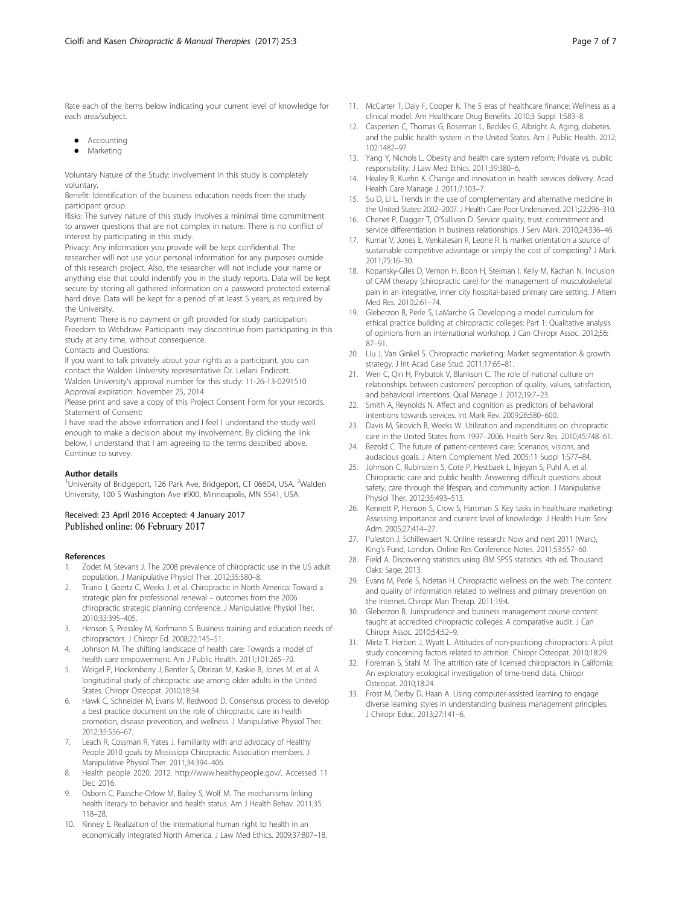Rate each of the items below indicating your current level of knowledge for each area/subject.

- Accounting
- Marketing

Voluntary Nature of the Study: Involvement in this study is completely voluntary.
Benefit: Identification of the business education needs from the study participant group.
Risks: The survey nature of this study involves a minimal time commitment to answer questions that are not complex in nature. There is no conflict of interest by participating in this study.
Privacy: Any information you provide will be kept confidential. The researcher will not use your personal information for any purposes outside of this research project. Also, the researcher will not include your name or anything else that could indentify you in the study reports. Data will be kept secure by storing all gathered information on a password protected external hard drive. Data will be kept for a period of at least 5 years, as required by the University.
Payment: There is no payment or gift provided for study participation.
Freedom to Withdraw: Participants may discontinue from participating in this study at any time, without consequence.
Contacts and Questions:
If you want to talk privately about your rights as a participant, you can contact the Walden University representative: Dr. Leilani Endicott.
Walden University's approval number for this study: 11-26-13-0291510
Approval expiration: November 25, 2014
Please print and save a copy of this Project Consent Form for your records.
Statement of Consent:
I have read the above information and I feel I understand the study well enough to make a decision about my involvement. By clicking the link below, I understand that I am agreeing to the terms described above.
Continue to survey.

#### Author details

[1]University of Bridgeport, 126 Park Ave, Bridgeport, CT 06604, USA. [2]Walden University, 100 S Washington Ave #900, Minneapolis, MN 5541, USA.

Received: 23 April 2016 Accepted: 4 January 2017
Published online: 06 February 2017

#### References

1. Zodet M, Stevans J. The 2008 prevalence of chiropractic use in the US adult population. J Manipulative Physiol Ther. 2012;35:580–8.
2. Triano J, Goertz C, Weeks J, et al. Chiropractic in North America: Toward a strategic plan for professional renewal – outcomes from the 2006 chiropractic strategic planning conference. J Manipulative Physiol Ther. 2010;33:395–405.
3. Henson S, Pressley M, Korfmann S. Business training and education needs of chiropractors. J Chiropr Ed. 2008;22:145–51.
4. Johnson M. The shifting landscape of health care: Towards a model of health care empowerment. Am J Public Health. 2011;101:265–70.
5. Weigel P, Hockenberry J, Bentler S, Obrizan M, Kaskie B, Jones M, et al. A longitudinal study of chiropractic use among older adults in the United States. Chiropr Osteopat. 2010;18:34.
6. Hawk C, Schneider M, Evans M, Redwood D. Consensus process to develop a best practice document on the role of chiropractic care in health promotion, disease prevention, and wellness. J Manipulative Physiol Ther. 2012;35:556–67.
7. Leach R, Cossman R, Yates J. Familiarity with and advocacy of Healthy People 2010 goals by Mississippi Chiropractic Association members. J Manipulative Physiol Ther. 2011;34:394–406.
8. Health people 2020. 2012. http://www.healthypeople.gov/. Accessed 11 Dec 2016.
9. Osborn C, Paasche-Orlow M, Bailey S, Wolf M. The mechanisms linking health literacy to behavior and health status. Am J Health Behav. 2011;35: 118–28.
10. Kinney E. Realization of the international human right to health in an economically integrated North America. J Law Med Ethics. 2009;37:807–18.
11. McCarter T, Daly F, Cooper K. The 5 eras of healthcare finance: Wellness as a clinical model. Am Healthcare Drug Benefits. 2010;3 Suppl 1:S83–8.
12. Caspersen C, Thomas G, Boseman L, Beckles G, Albright A. Aging, diabetes, and the public health system in the United States. Am J Public Health. 2012; 102:1482–97.
13. Yang Y, Nichols L. Obesity and health care system reform: Private vs. public responsibility. J Law Med Ethics. 2011;39:380–6.
14. Healey B, Kuehn K. Change and innovation in health services delivery. Acad Health Care Manage J. 2011;7:103–7.
15. Su D, Li L. Trends in the use of complementary and alternative medicine in the United States: 2002–2007. J Health Care Poor Underserved. 2011;22:296–310.
16. Chenet P, Dagger T, O'Sullivan D. Service quality, trust, commitment and service differentiation in business relationships. J Serv Mark. 2010;24:336–46.
17. Kumar V, Jones E, Venkatesan R, Leone R. Is market orientation a source of sustainable competitive advantage or simply the cost of competing? J Mark. 2011;75:16–30.
18. Kopansky-Giles D, Vernon H, Boon H, Steiman I, Kelly M, Kachan N. Inclusion of CAM therapy (chiropractic care) for the management of musculoskeletal pain in an integrative, inner city hospital-based primary care setting. J Altern Med Res. 2010;2:61–74.
19. Gleberzon B, Perle S, LaMarche G. Developing a model curriculum for ethical practice building at chiropractic colleges: Part 1: Qualitative analysis of opinions from an international workshop. J Can Chiropr Assoc. 2012;56: 87–91.
20. Liu J, Van Ginkel S. Chiropractic marketing: Market segmentation & growth strategy. J Int Acad Case Stud. 2011;17:65–81.
21. Wen C, Qin H, Prybutok V, Blankson C. The role of national culture on relationships between customers' perception of quality, values, satisfaction, and behavioral intentions. Qual Manage J. 2012;19:7–23.
22. Smith A, Reynolds N. Affect and cognition as predictors of behavioral intentions towards services. Int Mark Rev. 2009;26:580–600.
23. Davis M, Sirovich B, Weeks W. Utilization and expenditures on chiropractic care in the United States from 1997–2006. Health Serv Res. 2010;45:748–61.
24. Bezold C. The future of patient-centered care: Scenarios, visions, and audacious goals. J Altern Complement Med. 2005;11 Suppl 1:S77–84.
25. Johnson C, Rubinstein S, Cote P, Hestbaek L, Injeyan S, Puhl A, et al. Chiropractic care and public health: Answering difficult questions about safety, care through the lifespan, and community action. J Manipulative Physiol Ther. 2012;35:493–513.
26. Kennett P, Henson S, Crow S, Hartman S. Key tasks in healthcare marketing: Assessing importance and current level of knowledge. J Health Hum Serv Adm. 2005;27:414–27.
27. Puleston J, Schillewaert N. Online research: Now and next 2011 (Warc), King's Fund, London. Online Res Conference Notes. 2011;53:557–60.
28. Field A. Discovering statistics using IBM SPSS statistics. 4th ed. Thousand Oaks: Sage; 2013.
29. Evans M, Perle S, Ndetan H. Chiropractic wellness on the web: The content and quality of information related to wellness and primary prevention on the Internet. Chiropr Man Therap. 2011;19:4.
30. Gleberzon B. Jurisprudence and business management course content taught at accredited chiropractic colleges: A comparative audit. J Can Chiropr Assoc. 2010;54:52–9.
31. Mirtz T, Herbert J, Wyatt L. Attitudes of non-practicing chiropractors: A pilot study concerning factors related to attrition. Chiropr Osteopat. 2010;18:29.
32. Foreman S, Stahl M. The attrition rate of licensed chiropractors in California: An exploratory ecological investigation of time-trend data. Chiropr Osteopat. 2010;18:24.
33. Frost M, Derby D, Haan A. Using computer-assisted learning to engage diverse learning styles in understanding business management principles. J Chiropr Educ. 2013;27:141–6.